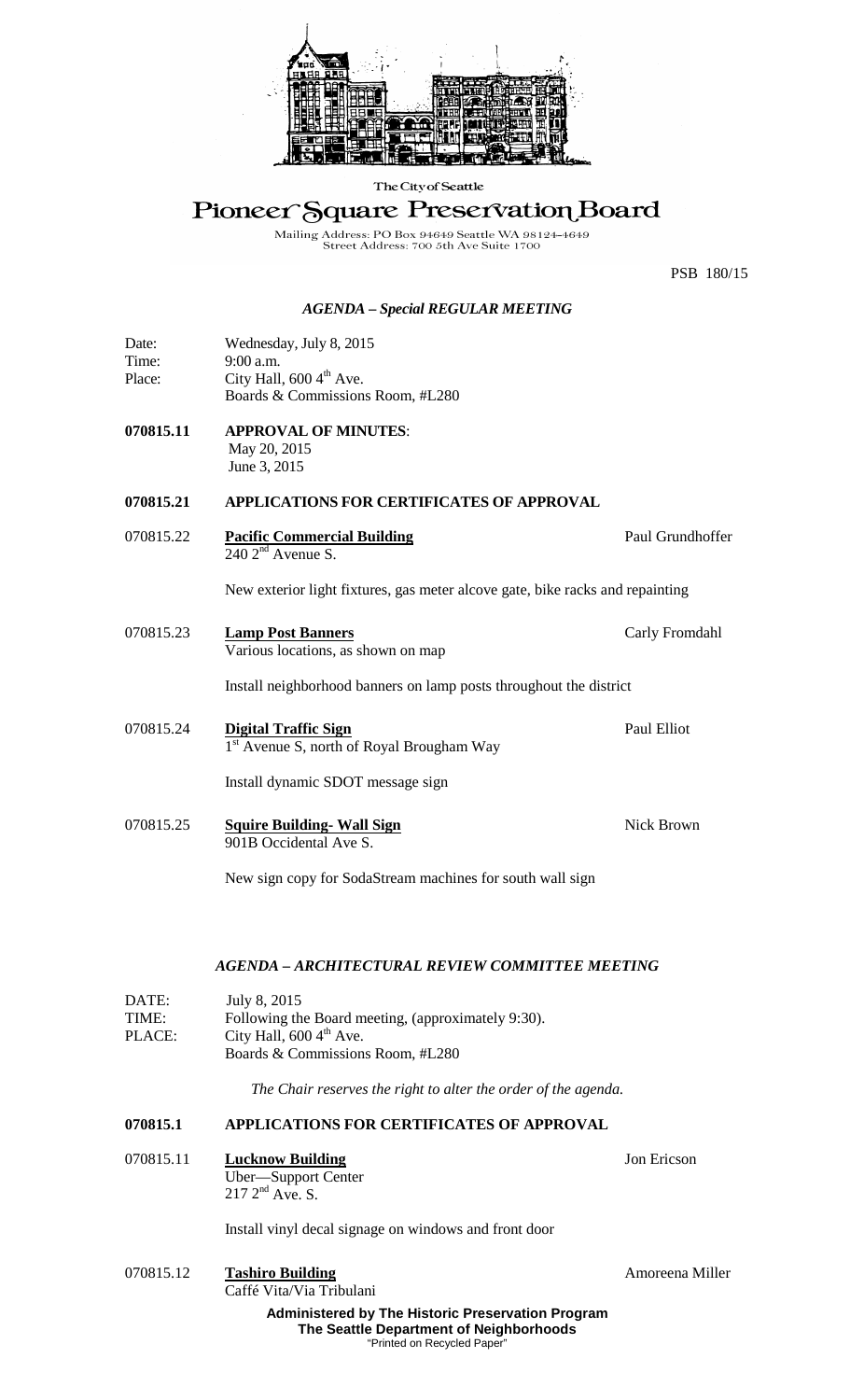The City of Seattle

# Pioneer Square Preservation Board

Mailing Address: PO Box 94649 Seattle WA 98124-4649
Street Address: 700 5th Ave Suite 1700

PSB 180/15

## *AGENDA – Special REGULAR MEETING*

Date: Wednesday, July 8, 2015
Time: 9:00 a.m.
Place: City Hall, 600 4th Ave.
Boards & Commissions Room, #L280

**070815.11 APPROVAL OF MINUTES**:
May 20, 2015
June 3, 2015

**070815.21 APPLICATIONS FOR CERTIFICATES OF APPROVAL**

070815.22 **Pacific Commercial Building** — Paul Grundhoffer
240 2nd Avenue S.

New exterior light fixtures, gas meter alcove gate, bike racks and repainting

070815.23 **Lamp Post Banners** — Carly Fromdahl
Various locations, as shown on map

Install neighborhood banners on lamp posts throughout the district

070815.24 **Digital Traffic Sign** — Paul Elliot
1st Avenue S, north of Royal Brougham Way

Install dynamic SDOT message sign

070815.25 **Squire Building- Wall Sign** — Nick Brown
901B Occidental Ave S.

New sign copy for SodaStream machines for south wall sign

## *AGENDA – ARCHITECTURAL REVIEW COMMITTEE MEETING*

DATE: July 8, 2015
TIME: Following the Board meeting, (approximately 9:30).
PLACE: City Hall, 600 4th Ave.
Boards & Commissions Room, #L280

*The Chair reserves the right to alter the order of the agenda.*

**070815.1 APPLICATIONS FOR CERTIFICATES OF APPROVAL**

070815.11 **Lucknow Building** — Jon Ericson
Uber—Support Center
217 2nd Ave. S.

Install vinyl decal signage on windows and front door

070815.12 **Tashiro Building** — Amoreena Miller
Caffé Vita/Via Tribulani

**Administered by The Historic Preservation Program**
**The Seattle Department of Neighborhoods**
"Printed on Recycled Paper"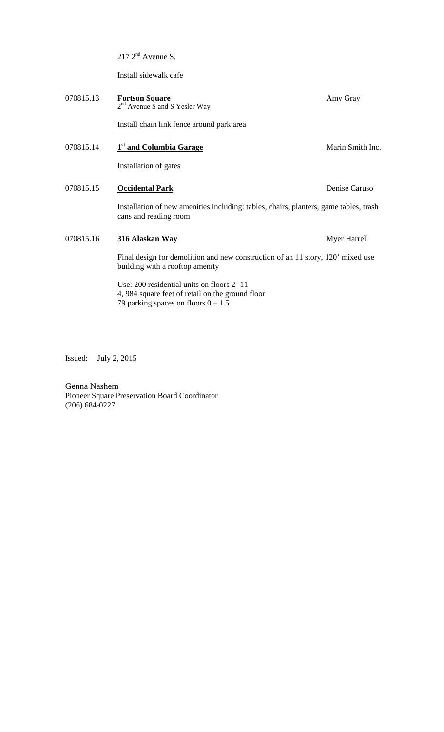217 2nd Avenue S.

Install sidewalk cafe

070815.13 **Fortson Square** Amy Gray
2nd Avenue S and S Yesler Way

Install chain link fence around park area

070815.14 **1st and Columbia Garage** Marin Smith Inc.

Installation of gates

070815.15 **Occidental Park** Denise Caruso

Installation of new amenities including: tables, chairs, planters, game tables, trash cans and reading room

070815.16 **316 Alaskan Way** Myer Harrell

Final design for demolition and new construction of an 11 story, 120' mixed use building with a rooftop amenity

Use: 200 residential units on floors 2- 11
4, 984 square feet of retail on the ground floor
79 parking spaces on floors 0 – 1.5

Issued: July 2, 2015

Genna Nashem
Pioneer Square Preservation Board Coordinator
(206) 684-0227